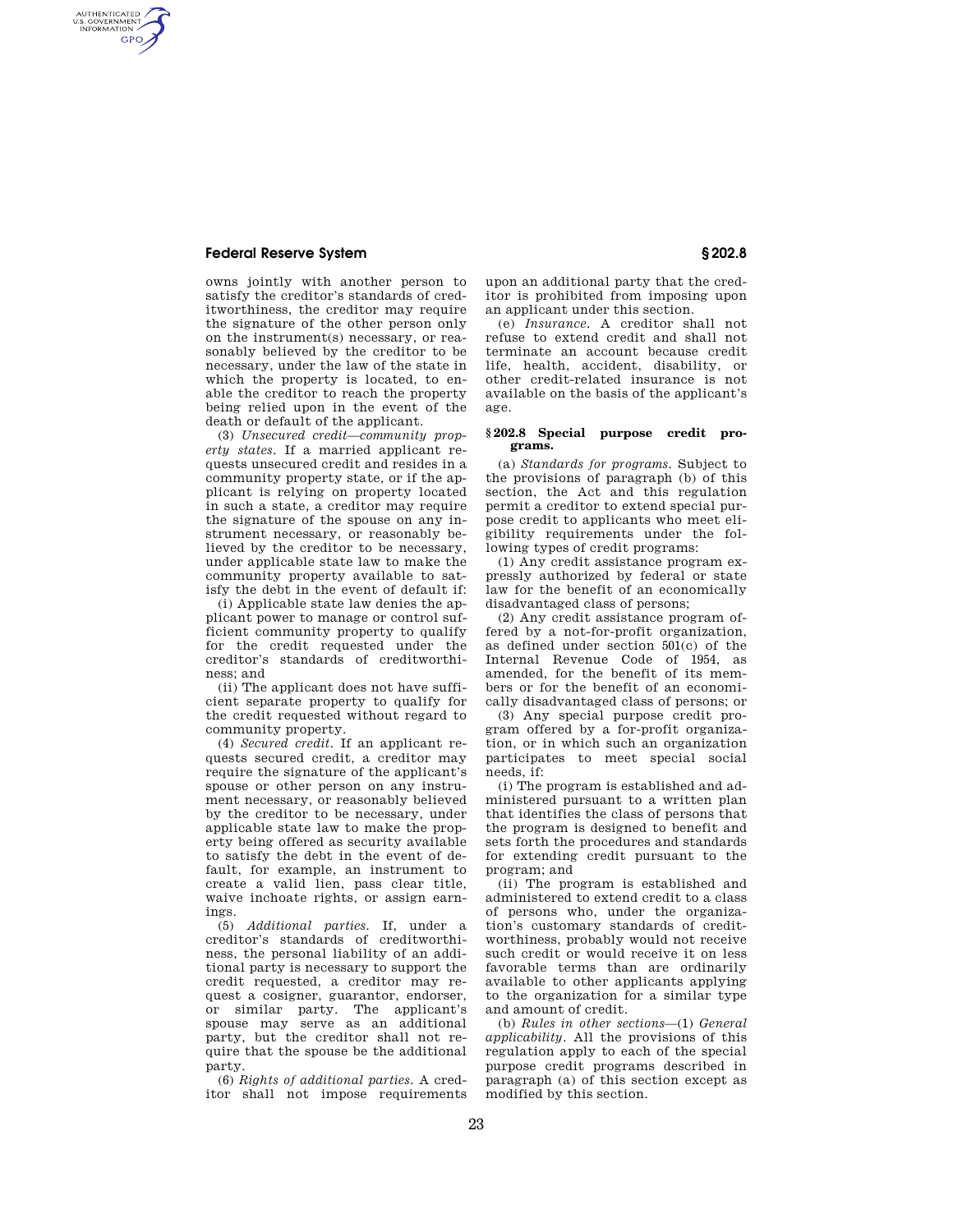owns jointly with another person to satisfy the creditor's standards of creditworthiness, the creditor may require the signature of the other person only on the instrument(s) necessary, or reasonably believed by the creditor to be necessary, under the law of the state in which the property is located, to enable the creditor to reach the property being relied upon in the event of the death or default of the applicant.

(3) *Unsecured credit—community property states.* If a married applicant requests unsecured credit and resides in a community property state, or if the applicant is relying on property located in such a state, a creditor may require the signature of the spouse on any instrument necessary, or reasonably believed by the creditor to be necessary, under applicable state law to make the community property available to satisfy the debt in the event of default if:

(i) Applicable state law denies the applicant power to manage or control sufficient community property to qualify for the credit requested under the creditor's standards of creditworthiness; and

(ii) The applicant does not have sufficient separate property to qualify for the credit requested without regard to community property.

(4) *Secured credit.* If an applicant requests secured credit, a creditor may require the signature of the applicant's spouse or other person on any instrument necessary, or reasonably believed by the creditor to be necessary, under applicable state law to make the property being offered as security available to satisfy the debt in the event of default, for example, an instrument to create a valid lien, pass clear title, waive inchoate rights, or assign earnings.

(5) *Additional parties.* If, under a creditor's standards of creditworthiness, the personal liability of an additional party is necessary to support the credit requested, a creditor may request a cosigner, guarantor, endorser, or similar party. The applicant's spouse may serve as an additional party, but the creditor shall not require that the spouse be the additional party.

(6) *Rights of additional parties.* A creditor shall not impose requirements upon an additional party that the creditor is prohibited from imposing upon an applicant under this section.

(e) *Insurance.* A creditor shall not refuse to extend credit and shall not terminate an account because credit life, health, accident, disability, or other credit-related insurance is not available on the basis of the applicant's age.

### § 202.8 Special purpose credit programs.

(a) *Standards for programs.* Subject to the provisions of paragraph (b) of this section, the Act and this regulation permit a creditor to extend special purpose credit to applicants who meet eligibility requirements under the following types of credit programs:

(1) Any credit assistance program expressly authorized by federal or state law for the benefit of an economically disadvantaged class of persons;

(2) Any credit assistance program offered by a not-for-profit organization, as defined under section 501(c) of the Internal Revenue Code of 1954, as amended, for the benefit of its members or for the benefit of an economically disadvantaged class of persons; or

(3) Any special purpose credit program offered by a for-profit organization, or in which such an organization participates to meet special social needs, if:

(i) The program is established and administered pursuant to a written plan that identifies the class of persons that the program is designed to benefit and sets forth the procedures and standards for extending credit pursuant to the program; and

(ii) The program is established and administered to extend credit to a class of persons who, under the organization's customary standards of creditworthiness, probably would not receive such credit or would receive it on less favorable terms than are ordinarily available to other applicants applying to the organization for a similar type and amount of credit.

(b) *Rules in other sections*—(1) *General applicability.* All the provisions of this regulation apply to each of the special purpose credit programs described in paragraph (a) of this section except as modified by this section.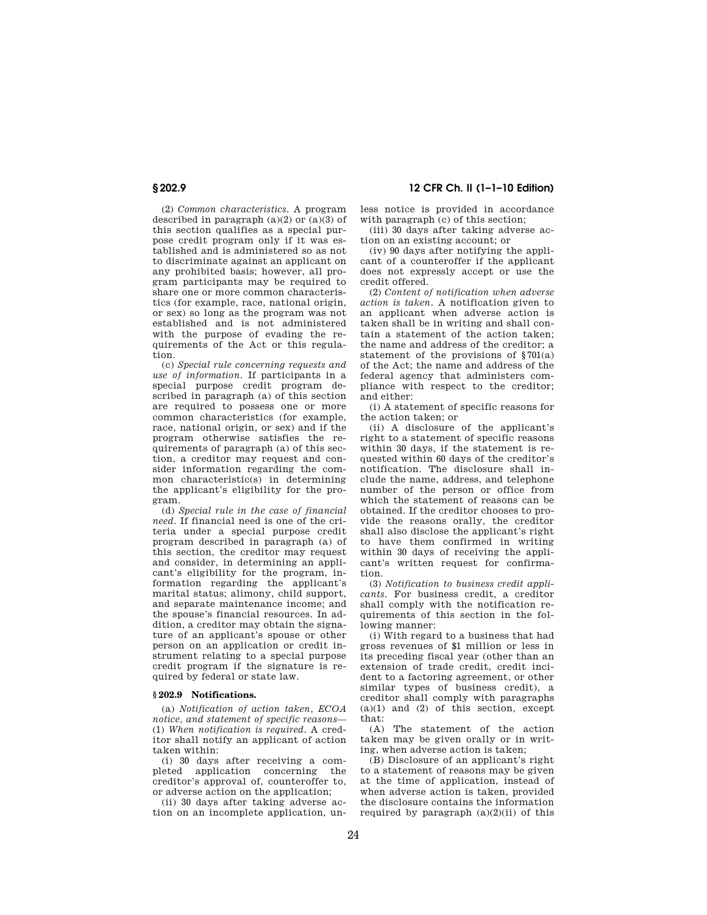(2) *Common characteristics.* A program described in paragraph (a)(2) or (a)(3) of this section qualifies as a special purpose credit program only if it was established and is administered so as not to discriminate against an applicant on any prohibited basis; however, all program participants may be required to share one or more common characteristics (for example, race, national origin, or sex) so long as the program was not established and is not administered with the purpose of evading the requirements of the Act or this regulation.

(c) *Special rule concerning requests and use of information.* If participants in a special purpose credit program described in paragraph (a) of this section are required to possess one or more common characteristics (for example, race, national origin, or sex) and if the program otherwise satisfies the requirements of paragraph (a) of this section, a creditor may request and consider information regarding the common characteristic(s) in determining the applicant's eligibility for the program.

(d) *Special rule in the case of financial need.* If financial need is one of the criteria under a special purpose credit program described in paragraph (a) of this section, the creditor may request and consider, in determining an applicant's eligibility for the program, information regarding the applicant's marital status; alimony, child support, and separate maintenance income; and the spouse's financial resources. In addition, a creditor may obtain the signature of an applicant's spouse or other person on an application or credit instrument relating to a special purpose credit program if the signature is required by federal or state law.

### § 202.9 Notifications.

(a) *Notification of action taken, ECOA notice, and statement of specific reasons*—(1) *When notification is required.* A creditor shall notify an applicant of action taken within:

(i) 30 days after receiving a completed application concerning the creditor's approval of, counteroffer to, or adverse action on the application;

(ii) 30 days after taking adverse action on an incomplete application, unless notice is provided in accordance with paragraph (c) of this section;

(iii) 30 days after taking adverse action on an existing account; or

(iv) 90 days after notifying the applicant of a counteroffer if the applicant does not expressly accept or use the credit offered.

(2) *Content of notification when adverse action is taken.* A notification given to an applicant when adverse action is taken shall be in writing and shall contain a statement of the action taken; the name and address of the creditor; a statement of the provisions of § 701(a) of the Act; the name and address of the federal agency that administers compliance with respect to the creditor; and either:

(i) A statement of specific reasons for the action taken; or

(ii) A disclosure of the applicant's right to a statement of specific reasons within 30 days, if the statement is requested within 60 days of the creditor's notification. The disclosure shall include the name, address, and telephone number of the person or office from which the statement of reasons can be obtained. If the creditor chooses to provide the reasons orally, the creditor shall also disclose the applicant's right to have them confirmed in writing within 30 days of receiving the applicant's written request for confirmation.

(3) *Notification to business credit applicants.* For business credit, a creditor shall comply with the notification requirements of this section in the following manner:

(i) With regard to a business that had gross revenues of $1 million or less in its preceding fiscal year (other than an extension of trade credit, credit incident to a factoring agreement, or other similar types of business credit), a creditor shall comply with paragraphs (a)(1) and (2) of this section, except that:

(A) The statement of the action taken may be given orally or in writing, when adverse action is taken;

(B) Disclosure of an applicant's right to a statement of reasons may be given at the time of application, instead of when adverse action is taken, provided the disclosure contains the information required by paragraph (a)(2)(ii) of this